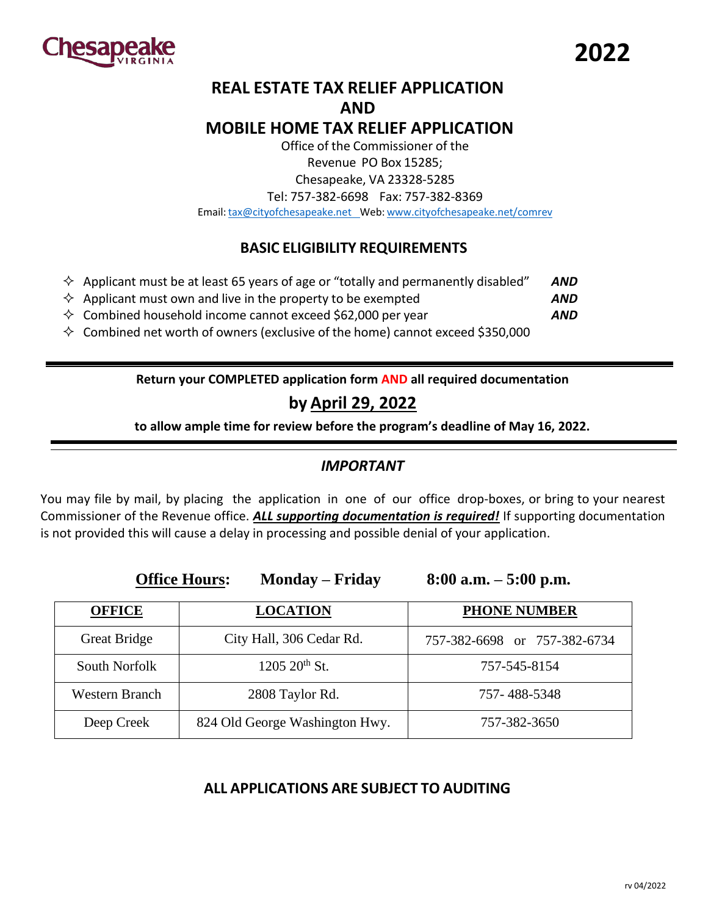Chesapeake VIRGINIA

**2022**

# REAL ESTATE TAX RELIEF APPLICATION AND MOBILE HOME TAX RELIEF APPLICATION

Office of the Commissioner of the Revenue PO Box 15285;
Chesapeake, VA 23328-5285
Tel: 757-382-6698 Fax: 757-382-8369
Email: tax@cityofchesapeake.net Web: www.cityofchesapeake.net/comrev

## BASIC ELIGIBILITY REQUIREMENTS

- ✧ Applicant must be at least 65 years of age or "totally and permanently disabled" ***AND***
- ✧ Applicant must own and live in the property to be exempted ***AND***
- ✧ Combined household income cannot exceed $62,000 per year ***AND***
- ✧ Combined net worth of owners (exclusive of the home) cannot exceed $350,000

---

**Return your COMPLETED application form AND all required documentation**

## by April 29, 2022

**to allow ample time for review before the program's deadline of May 16, 2022.**

---

## *IMPORTANT*

You may file by mail, by placing the application in one of our office drop-boxes, or bring to your nearest Commissioner of the Revenue office. ***ALL supporting documentation is required!*** If supporting documentation is not provided this will cause a delay in processing and possible denial of your application.

**Office Hours: Monday – Friday 8:00 a.m. – 5:00 p.m.**

| OFFICE | LOCATION | PHONE NUMBER |
|---|---|---|
| Great Bridge | City Hall, 306 Cedar Rd. | 757-382-6698 or 757-382-6734 |
| South Norfolk | 1205 20th St. | 757-545-8154 |
| Western Branch | 2808 Taylor Rd. | 757- 488-5348 |
| Deep Creek | 824 Old George Washington Hwy. | 757-382-3650 |

## ALL APPLICATIONS ARE SUBJECT TO AUDITING

rv 04/2022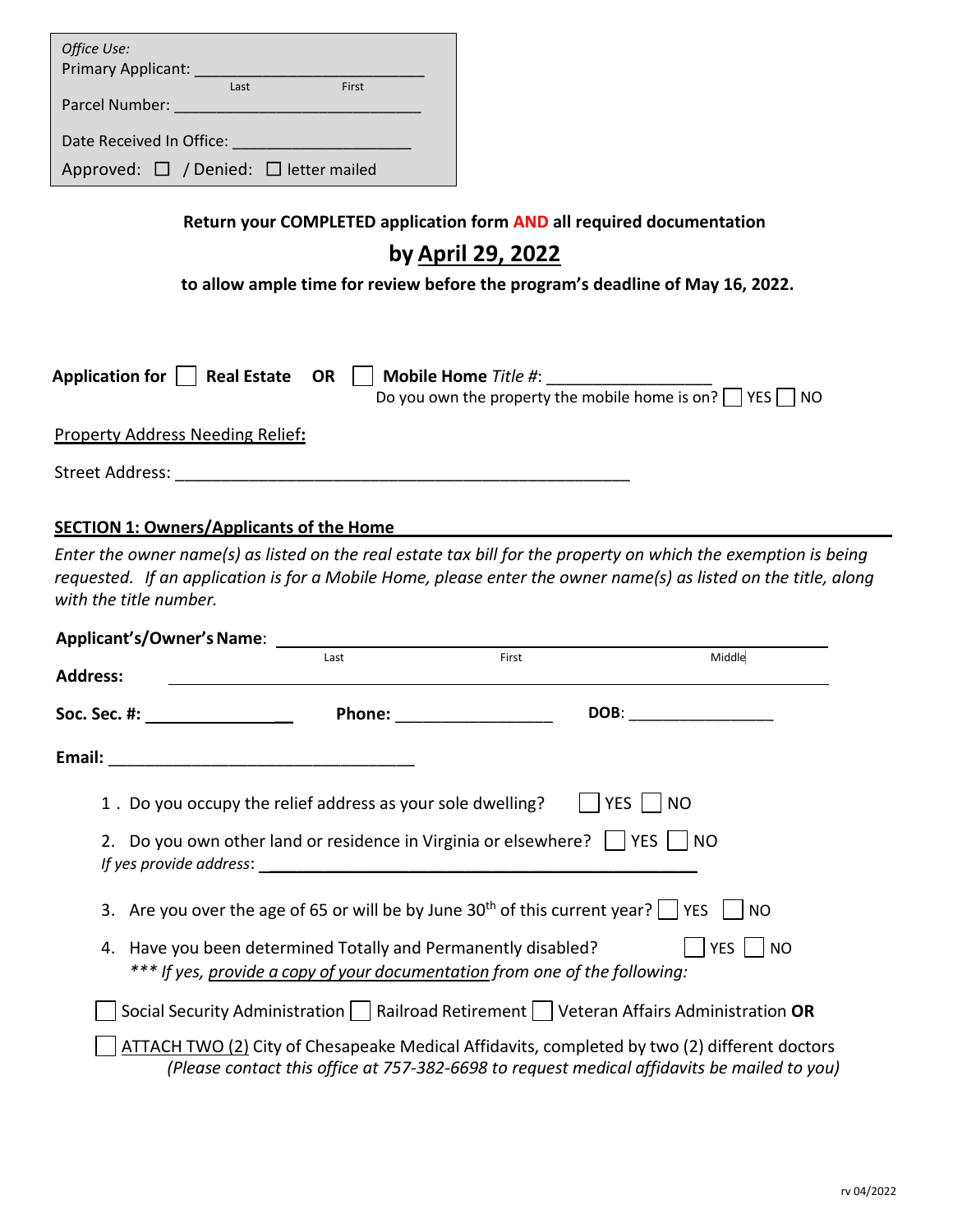*Office Use:*
Primary Applicant: ___________________________
Last First
Parcel Number: ___________________________

Date Received In Office: ____________________

Approved: ☐ / Denied: ☐ letter mailed

**Return your COMPLETED application form AND all required documentation**

## by April 29, 2022

**to allow ample time for review before the program's deadline of May 16, 2022.**

**Application for** ☐ **Real Estate OR** ☐ **Mobile Home** *Title #*: ________________
Do you own the property the mobile home is on? ☐ YES ☐ NO

Property Address Needing Relief**:**

Street Address: ________________________________________________

### SECTION 1: Owners/Applicants of the Home

*Enter the owner name(s) as listed on the real estate tax bill for the property on which the exemption is being requested. If an application is for a Mobile Home, please enter the owner name(s) as listed on the title, along with the title number.*

**Applicant's/Owner's Name**: ________________________________________________
Last First Middle

**Address:** ________________________________________________

**Soc. Sec. #:** ________________ **Phone:** ________________ **DOB**: ________________

**Email:** ________________________________

1. Do you occupy the relief address as your sole dwelling? ☐ YES ☐ NO

2. Do you own other land or residence in Virginia or elsewhere? ☐ YES ☐ NO
   *If yes provide address*: ________________________________________________

3. Are you over the age of 65 or will be by June 30th of this current year? ☐ YES ☐ NO

4. Have you been determined Totally and Permanently disabled? ☐ YES ☐ NO
   *\*\*\* If yes, provide a copy of your documentation from one of the following:*

☐ Social Security Administration ☐ Railroad Retirement ☐ Veteran Affairs Administration **OR**

☐ ATTACH TWO (2) City of Chesapeake Medical Affidavits, completed by two (2) different doctors
*(Please contact this office at 757-382-6698 to request medical affidavits be mailed to you)*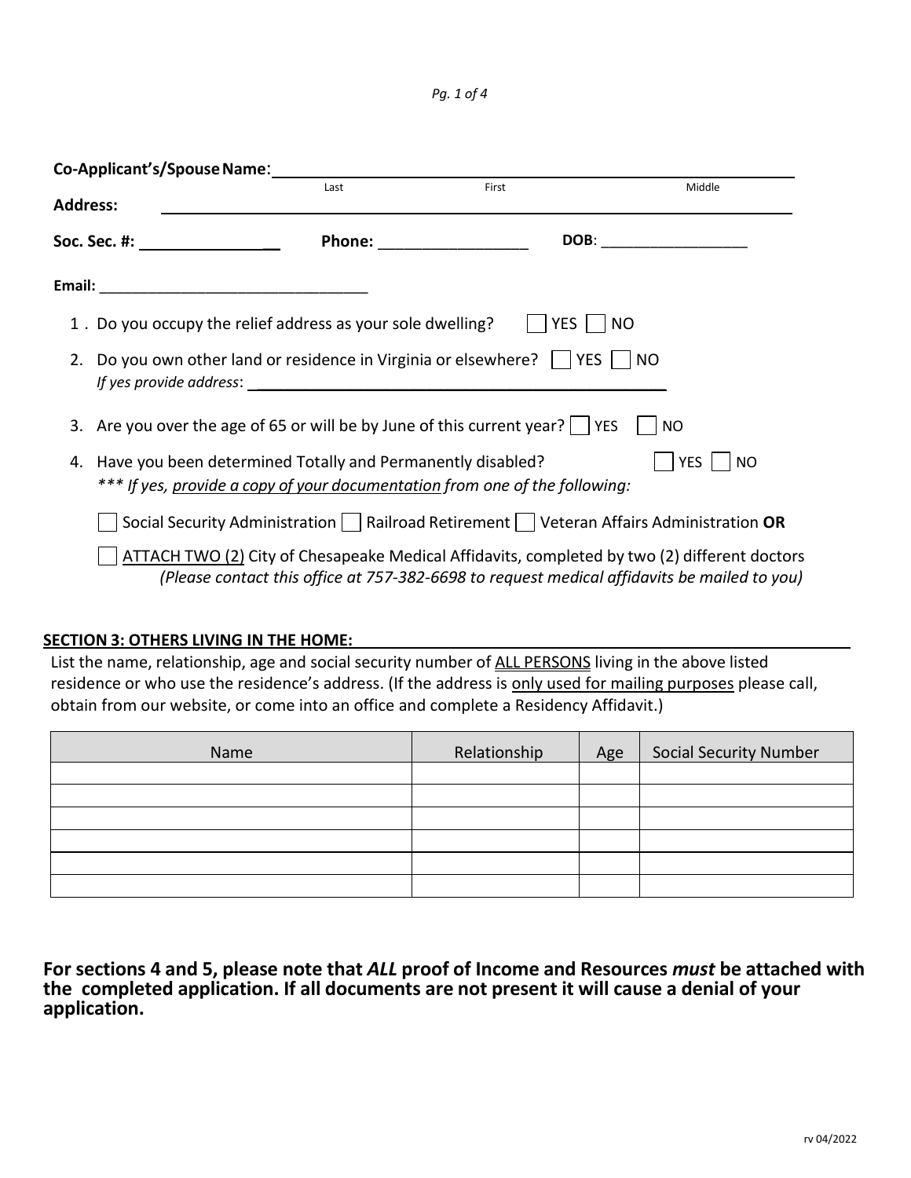**Co-Applicant's/Spouse Name**: ______________________________________________
Last First Middle

**Address:** ______________________________________________

**Soc. Sec. #:** ________________ **Phone:** __________________ **DOB**: __________________

**Email:** ________________________________

1. Do you occupy the relief address as your sole dwelling? ☐ YES ☐ NO
2. Do you own other land or residence in Virginia or elsewhere? ☐ YES ☐ NO
   *If yes provide address*: ______________________________________________
3. Are you over the age of 65 or will be by June of this current year? ☐ YES ☐ NO
4. Have you been determined Totally and Permanently disabled? ☐ YES ☐ NO
   *\*\*\* If yes, provide a copy of your documentation from one of the following:*

   ☐ Social Security Administration ☐ Railroad Retirement ☐ Veteran Affairs Administration **OR**

   ☐ ATTACH TWO (2) City of Chesapeake Medical Affidavits, completed by two (2) different doctors *(Please contact this office at 757-382-6698 to request medical affidavits be mailed to you)*

## SECTION 3: OTHERS LIVING IN THE HOME:

List the name, relationship, age and social security number of ALL PERSONS living in the above listed residence or who use the residence's address. (If the address is only used for mailing purposes please call, obtain from our website, or come into an office and complete a Residency Affidavit.)

| Name | Relationship | Age | Social Security Number |
|---|---|---|---|
| | | | |
| | | | |
| | | | |
| | | | |
| | | | |
| | | | |

**For sections 4 and 5, please note that *ALL* proof of Income and Resources *must* be attached with the completed application. If all documents are not present it will cause a denial of your application.**

rv 04/2022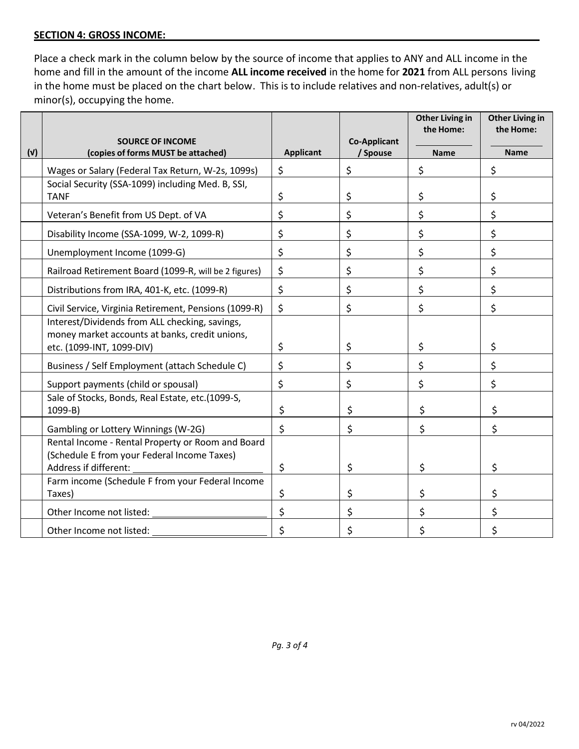**SECTION 4: GROSS INCOME:**

Place a check mark in the column below by the source of income that applies to ANY and ALL income in the home and fill in the amount of the income **ALL income received** in the home for **2021** from ALL persons living in the home must be placed on the chart below. This is to include relatives and non-relatives, adult(s) or minor(s), occupying the home.

| (√) | SOURCE OF INCOME (copies of forms MUST be attached) | Applicant | Co-Applicant / Spouse | Other Living in the Home: ________ Name | Other Living in the Home: ________ Name |
|---|---|---|---|---|---|
| | Wages or Salary (Federal Tax Return, W-2s, 1099s) | $ | $ | $ | $ |
| | Social Security (SSA-1099) including Med. B, SSI, TANF | $ | $ | $ | $ |
| | Veteran's Benefit from US Dept. of VA | $ | $ | $ | $ |
| | Disability Income (SSA-1099, W-2, 1099-R) | $ | $ | $ | $ |
| | Unemployment Income (1099-G) | $ | $ | $ | $ |
| | Railroad Retirement Board (1099-R, will be 2 figures) | $ | $ | $ | $ |
| | Distributions from IRA, 401-K, etc. (1099-R) | $ | $ | $ | $ |
| | Civil Service, Virginia Retirement, Pensions (1099-R) | $ | $ | $ | $ |
| | Interest/Dividends from ALL checking, savings, money market accounts at banks, credit unions, etc. (1099-INT, 1099-DIV) | $ | $ | $ | $ |
| | Business / Self Employment (attach Schedule C) | $ | $ | $ | $ |
| | Support payments (child or spousal) | $ | $ | $ | $ |
| | Sale of Stocks, Bonds, Real Estate, etc.(1099-S, 1099-B) | $ | $ | $ | $ |
| | Gambling or Lottery Winnings (W-2G) | $ | $ | $ | $ |
| | Rental Income - Rental Property or Room and Board (Schedule E from your Federal Income Taxes) Address if different: ________ | $ | $ | $ | $ |
| | Farm income (Schedule F from your Federal Income Taxes) | $ | $ | $ | $ |
| | Other Income not listed: ________ | $ | $ | $ | $ |
| | Other Income not listed: ________ | $ | $ | $ | $ |

rv 04/2022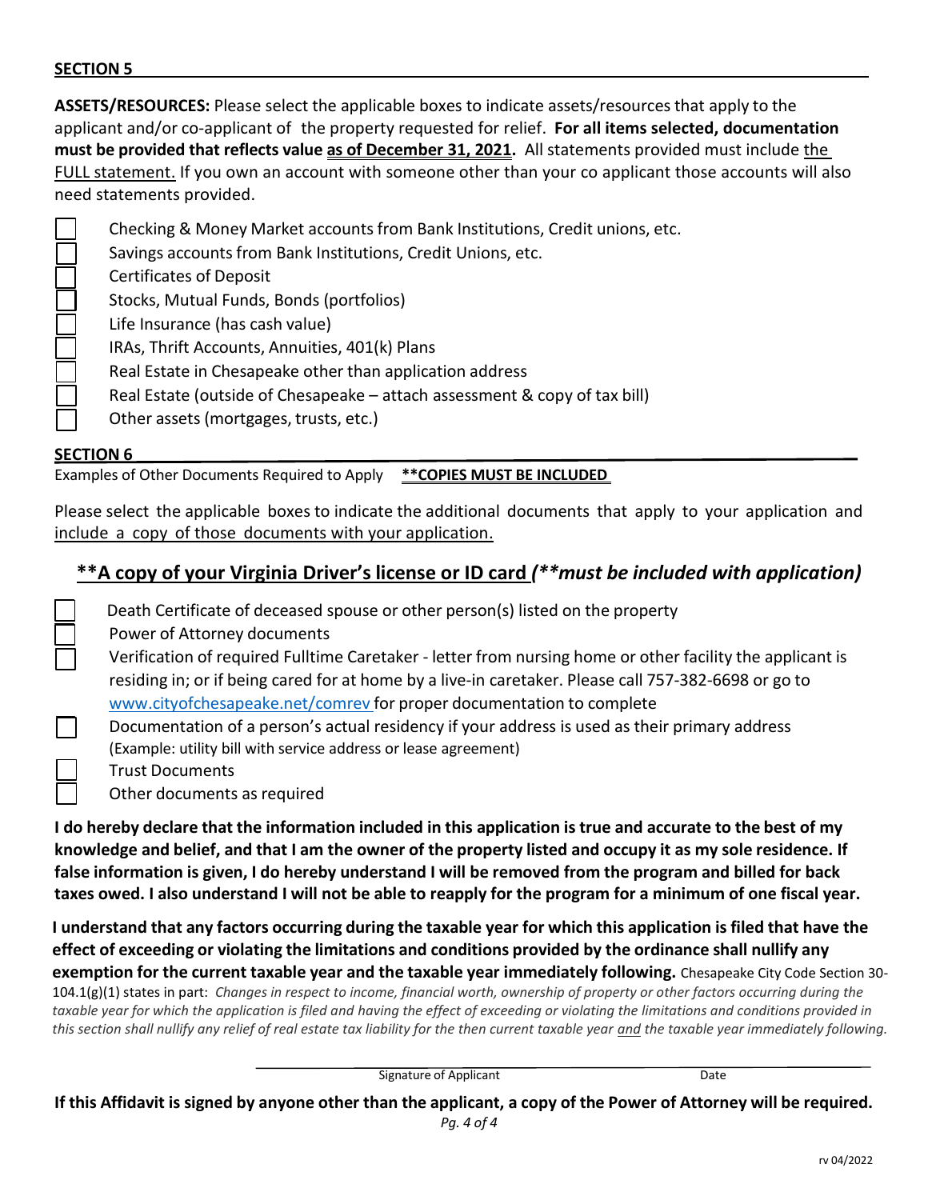## SECTION 5

**ASSETS/RESOURCES:** Please select the applicable boxes to indicate assets/resources that apply to the applicant and/or co-applicant of the property requested for relief. **For all items selected, documentation must be provided that reflects value as of December 31, 2021.** All statements provided must include the FULL statement. If you own an account with someone other than your co applicant those accounts will also need statements provided.

- ☐ Checking & Money Market accounts from Bank Institutions, Credit unions, etc.
- ☐ Savings accounts from Bank Institutions, Credit Unions, etc.
- ☐ Certificates of Deposit
- ☐ Stocks, Mutual Funds, Bonds (portfolios)
- ☐ Life Insurance (has cash value)
- ☐ IRAs, Thrift Accounts, Annuities, 401(k) Plans
- ☐ Real Estate in Chesapeake other than application address
- ☐ Real Estate (outside of Chesapeake – attach assessment & copy of tax bill)
- ☐ Other assets (mortgages, trusts, etc.)

## SECTION 6

Examples of Other Documents Required to Apply **\*\*COPIES MUST BE INCLUDED**

Please select the applicable boxes to indicate the additional documents that apply to your application and include a copy of those documents with your application.

### **\*\*A copy of your Virginia Driver's license or ID card** *(\*\*must be included with application)*

- ☐ Death Certificate of deceased spouse or other person(s) listed on the property
- ☐ Power of Attorney documents
- ☐ Verification of required Fulltime Caretaker - letter from nursing home or other facility the applicant is residing in; or if being cared for at home by a live-in caretaker. Please call 757-382-6698 or go to www.cityofchesapeake.net/comrev for proper documentation to complete
- ☐ Documentation of a person's actual residency if your address is used as their primary address (Example: utility bill with service address or lease agreement)
- ☐ Trust Documents
- ☐ Other documents as required

**I do hereby declare that the information included in this application is true and accurate to the best of my knowledge and belief, and that I am the owner of the property listed and occupy it as my sole residence. If false information is given, I do hereby understand I will be removed from the program and billed for back taxes owed. I also understand I will not be able to reapply for the program for a minimum of one fiscal year.**

**I understand that any factors occurring during the taxable year for which this application is filed that have the effect of exceeding or violating the limitations and conditions provided by the ordinance shall nullify any exemption for the current taxable year and the taxable year immediately following.** Chesapeake City Code Section 30-104.1(g)(1) states in part: *Changes in respect to income, financial worth, ownership of property or other factors occurring during the taxable year for which the application is filed and having the effect of exceeding or violating the limitations and conditions provided in this section shall nullify any relief of real estate tax liability for the then current taxable year and the taxable year immediately following.*

Signature of Applicant ______________________ Date __________

**If this Affidavit is signed by anyone other than the applicant, a copy of the Power of Attorney will be required.**

rv 04/2022